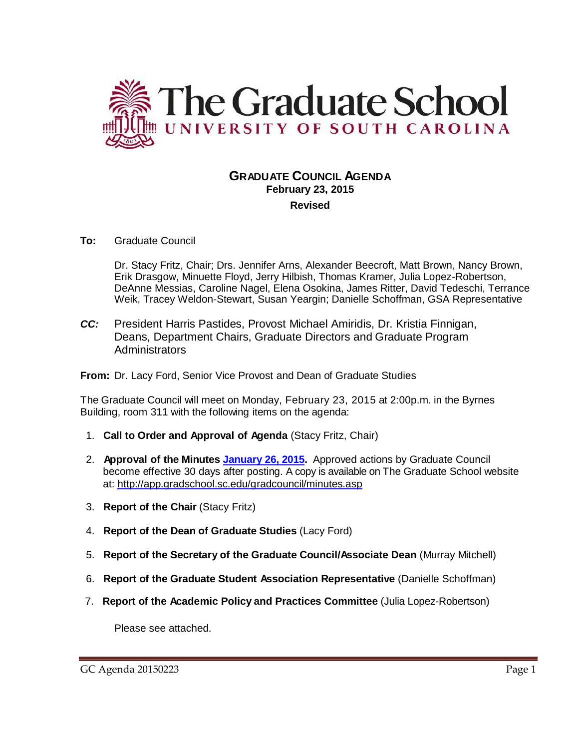# The Graduate School
UNIVERSITY OF SOUTH CAROLINA

## GRADUATE COUNCIL AGENDA
**February 23, 2015**
**Revised**

**To:** Graduate Council

Dr. Stacy Fritz, Chair; Drs. Jennifer Arns, Alexander Beecroft, Matt Brown, Nancy Brown, Erik Drasgow, Minuette Floyd, Jerry Hilbish, Thomas Kramer, Julia Lopez-Robertson, DeAnne Messias, Caroline Nagel, Elena Osokina, James Ritter, David Tedeschi, Terrance Weik, Tracey Weldon-Stewart, Susan Yeargin; Danielle Schoffman, GSA Representative

***CC:*** President Harris Pastides, Provost Michael Amiridis, Dr. Kristia Finnigan, Deans, Department Chairs, Graduate Directors and Graduate Program Administrators

**From:** Dr. Lacy Ford, Senior Vice Provost and Dean of Graduate Studies

The Graduate Council will meet on Monday, February 23, 2015 at 2:00p.m. in the Byrnes Building, room 311 with the following items on the agenda:

1. **Call to Order and Approval of Agenda** (Stacy Fritz, Chair)
2. **Approval of the Minutes January 26, 2015.** Approved actions by Graduate Council become effective 30 days after posting. A copy is available on The Graduate School website at: http://app.gradschool.sc.edu/gradcouncil/minutes.asp
3. **Report of the Chair** (Stacy Fritz)
4. **Report of the Dean of Graduate Studies** (Lacy Ford)
5. **Report of the Secretary of the Graduate Council/Associate Dean** (Murray Mitchell)
6. **Report of the Graduate Student Association Representative** (Danielle Schoffman)
7. **Report of the Academic Policy and Practices Committee** (Julia Lopez-Robertson)

   Please see attached.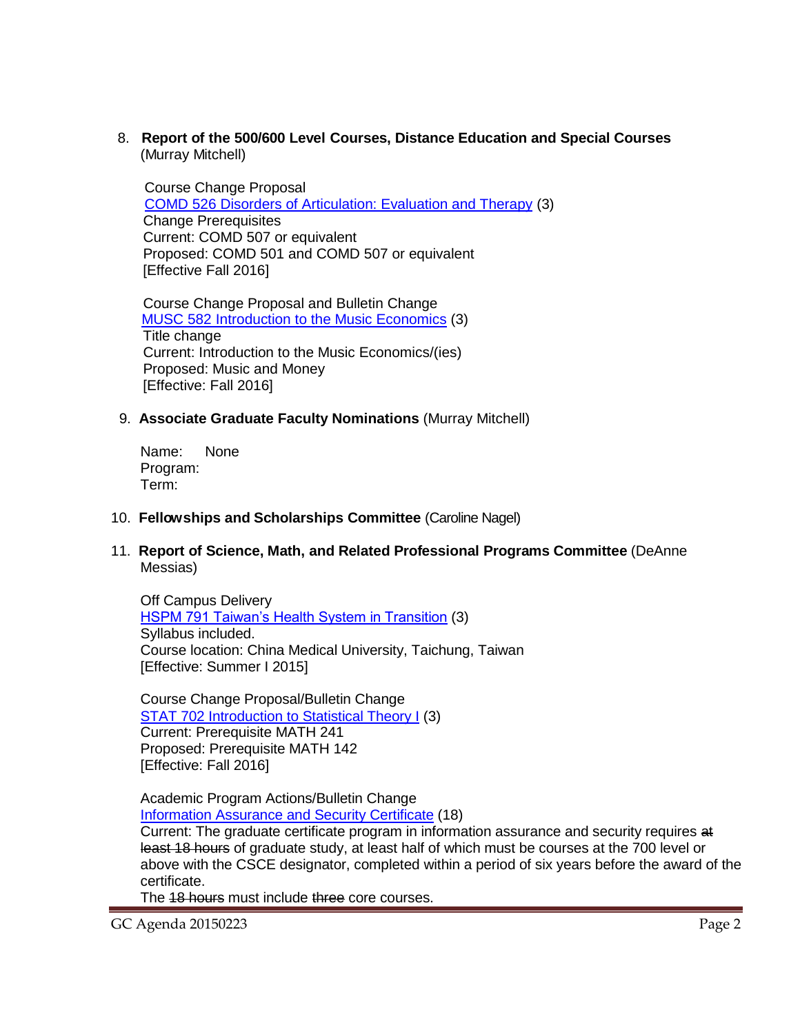8. **Report of the 500/600 Level Courses, Distance Education and Special Courses** (Murray Mitchell)

   Course Change Proposal
   COMD 526 Disorders of Articulation: Evaluation and Therapy (3)
   Change Prerequisites
   Current: COMD 507 or equivalent
   Proposed: COMD 501 and COMD 507 or equivalent
   [Effective Fall 2016]

   Course Change Proposal and Bulletin Change
   MUSC 582 Introduction to the Music Economics (3)
   Title change
   Current: Introduction to the Music Economics/(ies)
   Proposed: Music and Money
   [Effective: Fall 2016]

9. **Associate Graduate Faculty Nominations** (Murray Mitchell)

   Name: None
   Program:
   Term:

10. **Fellowships and Scholarships Committee** (Caroline Nagel)

11. **Report of Science, Math, and Related Professional Programs Committee** (DeAnne Messias)

    Off Campus Delivery
    HSPM 791 Taiwan's Health System in Transition (3)
    Syllabus included.
    Course location: China Medical University, Taichung, Taiwan
    [Effective: Summer I 2015]

    Course Change Proposal/Bulletin Change
    STAT 702 Introduction to Statistical Theory I (3)
    Current: Prerequisite MATH 241
    Proposed: Prerequisite MATH 142
    [Effective: Fall 2016]

    Academic Program Actions/Bulletin Change
    Information Assurance and Security Certificate (18)
    Current: The graduate certificate program in information assurance and security requires ~~at least 18 hours~~ of graduate study, at least half of which must be courses at the 700 level or above with the CSCE designator, completed within a period of six years before the award of the certificate.
    The ~~18 hours~~ must include ~~three~~ core courses.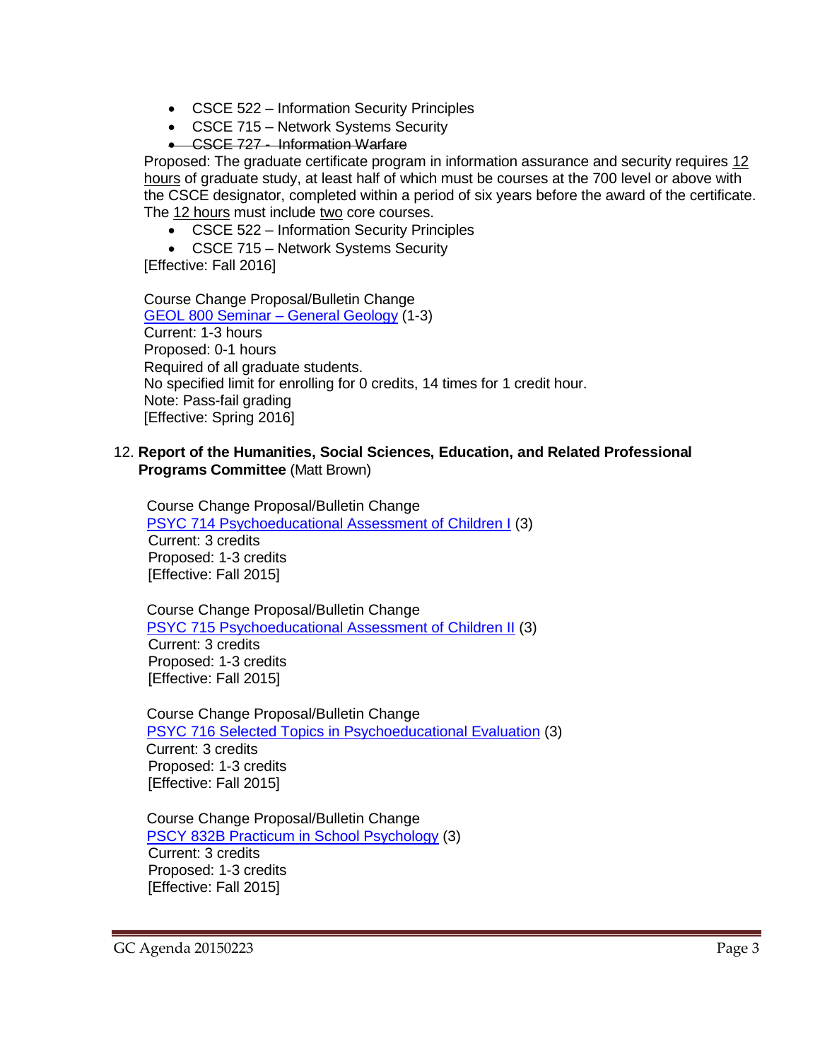- CSCE 522 – Information Security Principles
- CSCE 715 – Network Systems Security
- ~~CSCE 727 - Information Warfare~~

Proposed: The graduate certificate program in information assurance and security requires 12 hours of graduate study, at least half of which must be courses at the 700 level or above with the CSCE designator, completed within a period of six years before the award of the certificate. The 12 hours must include two core courses.

- CSCE 522 – Information Security Principles
- CSCE 715 – Network Systems Security

[Effective: Fall 2016]

Course Change Proposal/Bulletin Change
GEOL 800 Seminar – General Geology (1-3)
Current: 1-3 hours
Proposed: 0-1 hours
Required of all graduate students.
No specified limit for enrolling for 0 credits, 14 times for 1 credit hour.
Note: Pass-fail grading
[Effective: Spring 2016]

12. **Report of the Humanities, Social Sciences, Education, and Related Professional Programs Committee** (Matt Brown)

Course Change Proposal/Bulletin Change
PSYC 714 Psychoeducational Assessment of Children I (3)
Current: 3 credits
Proposed: 1-3 credits
[Effective: Fall 2015]

Course Change Proposal/Bulletin Change
PSYC 715 Psychoeducational Assessment of Children II (3)
Current: 3 credits
Proposed: 1-3 credits
[Effective: Fall 2015]

Course Change Proposal/Bulletin Change
PSYC 716 Selected Topics in Psychoeducational Evaluation (3)
Current: 3 credits
Proposed: 1-3 credits
[Effective: Fall 2015]

Course Change Proposal/Bulletin Change
PSCY 832B Practicum in School Psychology (3)
Current: 3 credits
Proposed: 1-3 credits
[Effective: Fall 2015]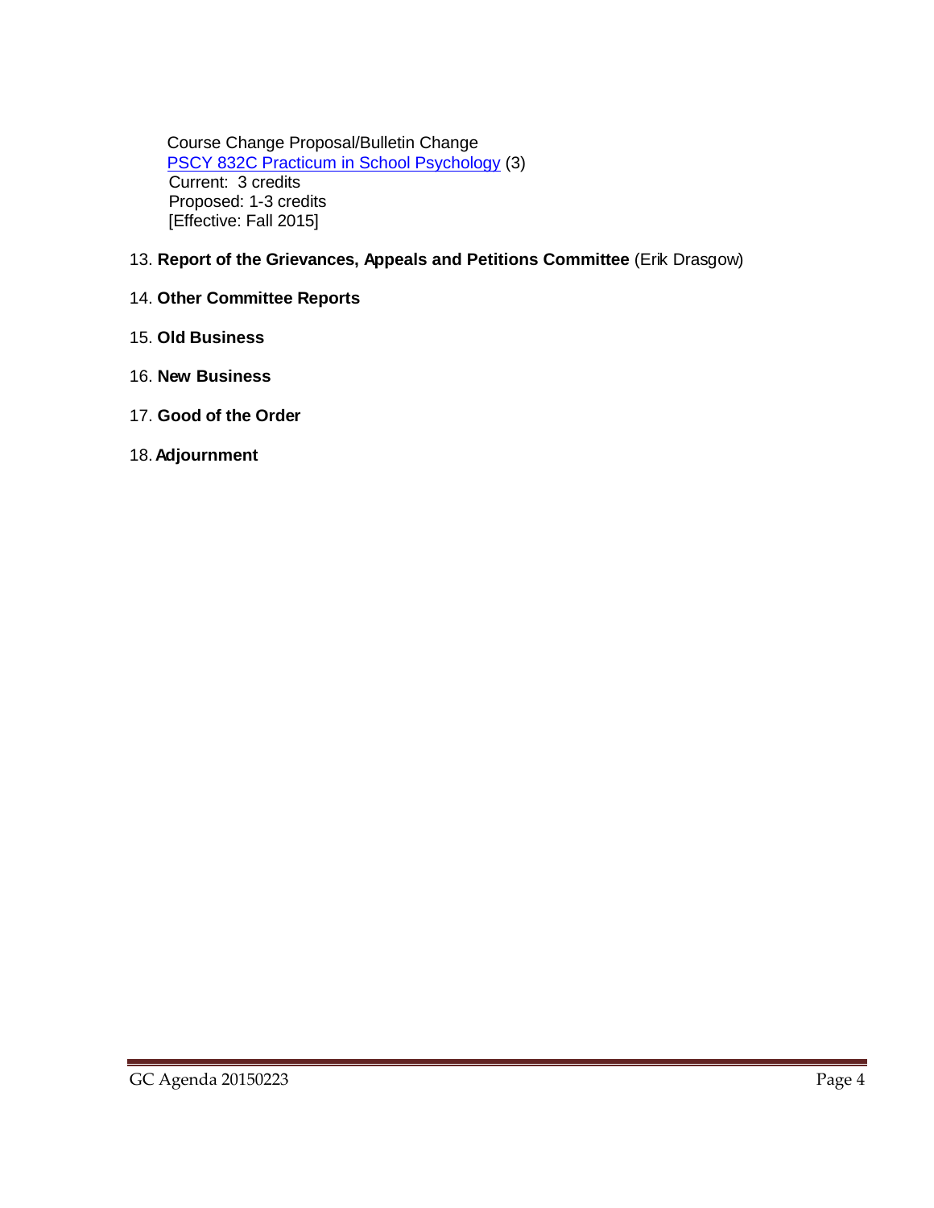Course Change Proposal/Bulletin Change
PSCY 832C Practicum in School Psychology (3)
Current: 3 credits
Proposed: 1-3 credits
[Effective: Fall 2015]

13. **Report of the Grievances, Appeals and Petitions Committee** (Erik Drasgow)

14. **Other Committee Reports**

15. **Old Business**

16. **New Business**

17. **Good of the Order**

18. **Adjournment**